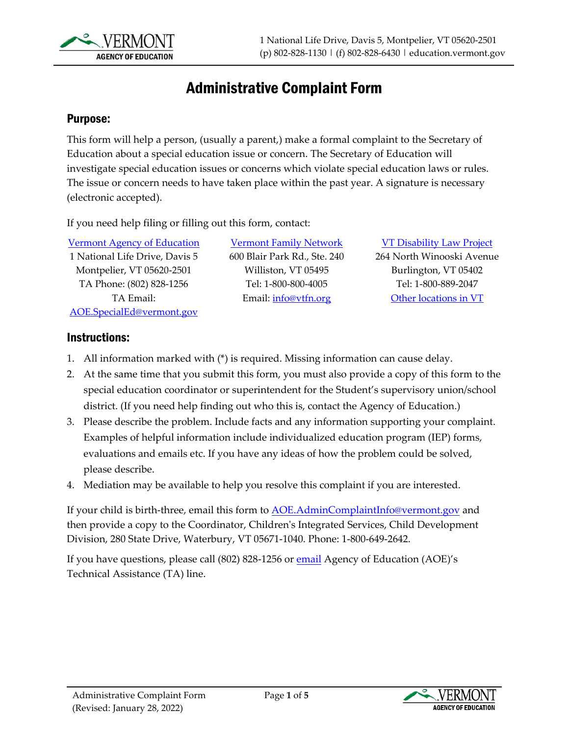1 National Life Drive, Davis 5, Montpelier, VT 05620-2501
(p) 802-828-1130 | (f) 802-828-6430 | education.vermont.gov

# Administrative Complaint Form

## Purpose:

This form will help a person, (usually a parent,) make a formal complaint to the Secretary of Education about a special education issue or concern. The Secretary of Education will investigate special education issues or concerns which violate special education laws or rules. The issue or concern needs to have taken place within the past year. A signature is necessary (electronic accepted).

If you need help filing or filling out this form, contact:

Vermont Agency of Education
1 National Life Drive, Davis 5
Montpelier, VT 05620-2501
TA Phone: (802) 828-1256
TA Email:
AOE.SpecialEd@vermont.gov

Vermont Family Network
600 Blair Park Rd., Ste. 240
Williston, VT 05495
Tel: 1-800-800-4005
Email: info@vtfn.org

VT Disability Law Project
264 North Winooski Avenue
Burlington, VT 05402
Tel: 1-800-889-2047
Other locations in VT

## Instructions:

1. All information marked with (*) is required. Missing information can cause delay.
2. At the same time that you submit this form, you must also provide a copy of this form to the special education coordinator or superintendent for the Student's supervisory union/school district. (If you need help finding out who this is, contact the Agency of Education.)
3. Please describe the problem. Include facts and any information supporting your complaint. Examples of helpful information include individualized education program (IEP) forms, evaluations and emails etc. If you have any ideas of how the problem could be solved, please describe.
4. Mediation may be available to help you resolve this complaint if you are interested.

If your child is birth-three, email this form to AOE.AdminComplaintInfo@vermont.gov and then provide a copy to the Coordinator, Children's Integrated Services, Child Development Division, 280 State Drive, Waterbury, VT 05671-1040. Phone: 1-800-649-2642.

If you have questions, please call (802) 828-1256 or email Agency of Education (AOE)'s Technical Assistance (TA) line.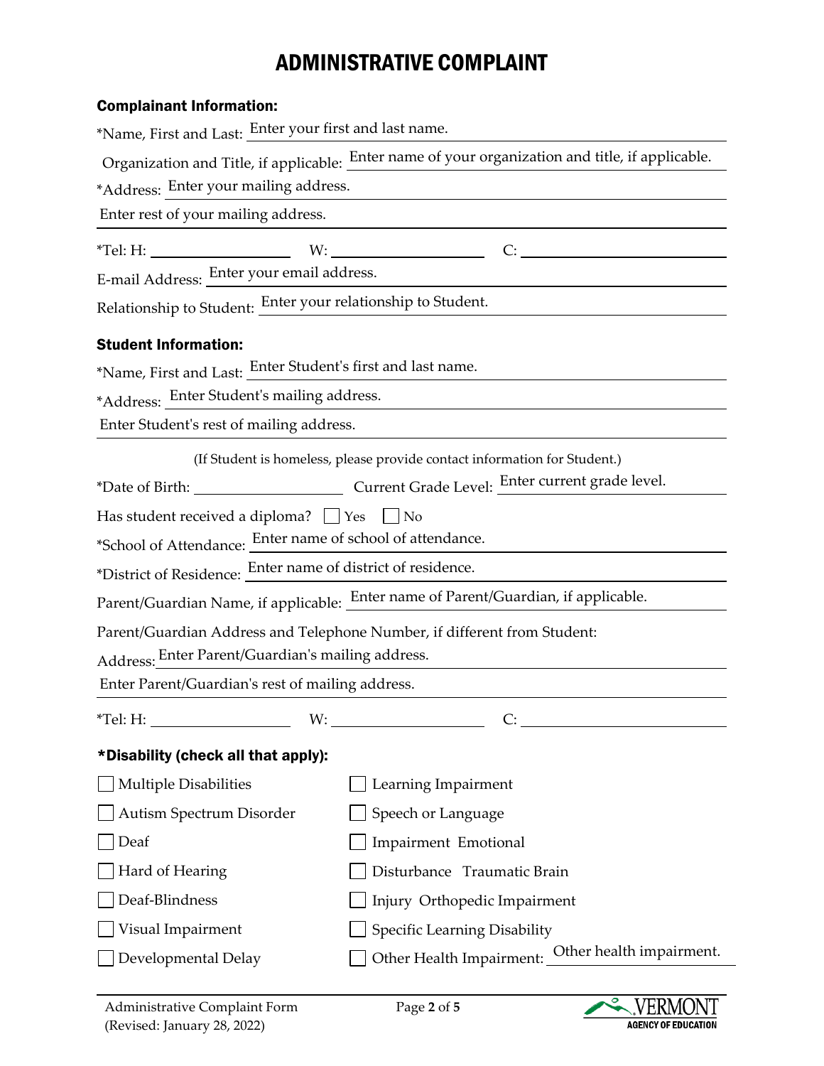# ADMINISTRATIVE COMPLAINT

### Complainant Information:

*Name, First and Last: Enter your first and last name.

Organization and Title, if applicable: Enter name of your organization and title, if applicable.

*Address: Enter your mailing address.

Enter rest of your mailing address.

*Tel: H: ____________ W: ____________ C: ____________

E-mail Address: Enter your email address.

Relationship to Student: Enter your relationship to Student.

### Student Information:

*Name, First and Last: Enter Student's first and last name.

*Address: Enter Student's mailing address.

Enter Student's rest of mailing address.

(If Student is homeless, please provide contact information for Student.)

*Date of Birth: ____________ Current Grade Level: Enter current grade level.

Has student received a diploma? ☐ Yes ☐ No

*School of Attendance: Enter name of school of attendance.

*District of Residence: Enter name of district of residence.

Parent/Guardian Name, if applicable: Enter name of Parent/Guardian, if applicable.

Parent/Guardian Address and Telephone Number, if different from Student:

Address: Enter Parent/Guardian's mailing address.

Enter Parent/Guardian's rest of mailing address.

*Tel: H: ____________ W: ____________ C: ____________

### *Disability (check all that apply):

☐ Multiple Disabilities

☐ Autism Spectrum Disorder

☐ Deaf

☐ Hard of Hearing

☐ Deaf-Blindness

☐ Visual Impairment

☐ Developmental Delay

☐ Learning Impairment

☐ Speech or Language

☐ Impairment Emotional

☐ Disturbance Traumatic Brain

☐ Injury Orthopedic Impairment

☐ Specific Learning Disability

☐ Other Health Impairment: Other health impairment.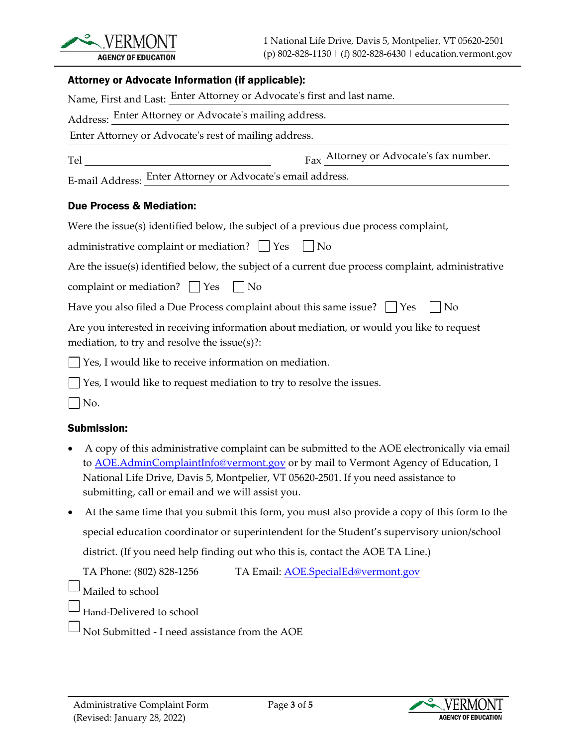## Attorney or Advocate Information (if applicable):

Name, First and Last: Enter Attorney or Advocate's first and last name.

Address: Enter Attorney or Advocate's mailing address.

Enter Attorney or Advocate's rest of mailing address.

Tel ______________________ Fax Attorney or Advocate's fax number.

E-mail Address: Enter Attorney or Advocate's email address.

## Due Process & Mediation:

Were the issue(s) identified below, the subject of a previous due process complaint, administrative complaint or mediation? ☐ Yes ☐ No

Are the issue(s) identified below, the subject of a current due process complaint, administrative complaint or mediation? ☐ Yes ☐ No

Have you also filed a Due Process complaint about this same issue? ☐ Yes ☐ No

Are you interested in receiving information about mediation, or would you like to request mediation, to try and resolve the issue(s)?:

☐ Yes, I would like to receive information on mediation.

☐ Yes, I would like to request mediation to try to resolve the issues.

☐ No.

## Submission:

- A copy of this administrative complaint can be submitted to the AOE electronically via email to AOE.AdminComplaintInfo@vermont.gov or by mail to Vermont Agency of Education, 1 National Life Drive, Davis 5, Montpelier, VT 05620-2501. If you need assistance to submitting, call or email and we will assist you.
- At the same time that you submit this form, you must also provide a copy of this form to the special education coordinator or superintendent for the Student's supervisory union/school district. (If you need help finding out who this is, contact the AOE TA Line.)

  TA Phone: (802) 828-1256 TA Email: AOE.SpecialEd@vermont.gov

☐ Mailed to school

☐ Hand-Delivered to school

☐ Not Submitted - I need assistance from the AOE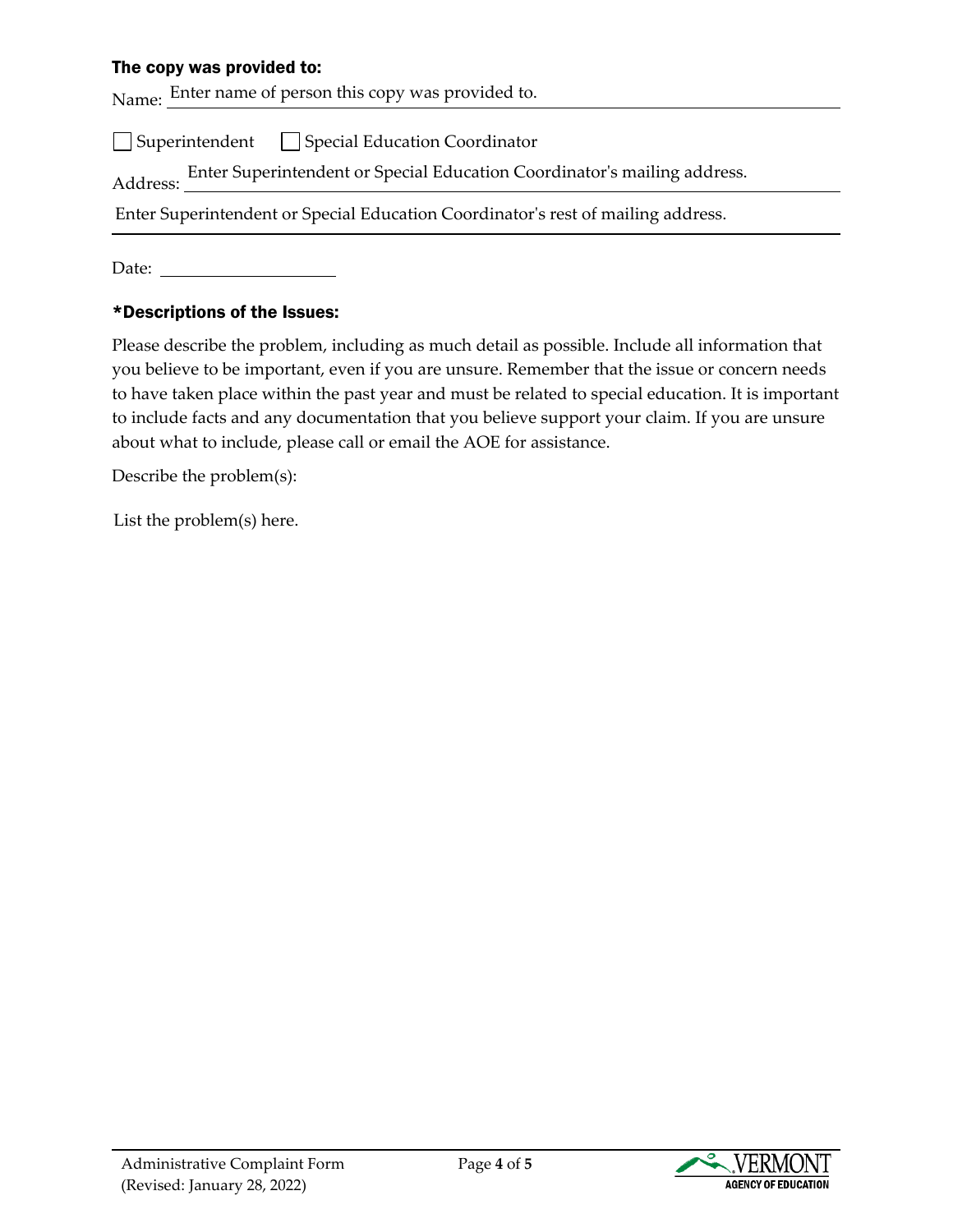### The copy was provided to:

Name: Enter name of person this copy was provided to.

☐ Superintendent ☐ Special Education Coordinator

Address: Enter Superintendent or Special Education Coordinator's mailing address.

Enter Superintendent or Special Education Coordinator's rest of mailing address.

Date: \_\_\_\_\_\_\_\_\_\_\_\_\_\_\_\_\_\_\_\_

### *Descriptions of the Issues:

Please describe the problem, including as much detail as possible. Include all information that you believe to be important, even if you are unsure. Remember that the issue or concern needs to have taken place within the past year and must be related to special education. It is important to include facts and any documentation that you believe support your claim. If you are unsure about what to include, please call or email the AOE for assistance.

Describe the problem(s):

List the problem(s) here.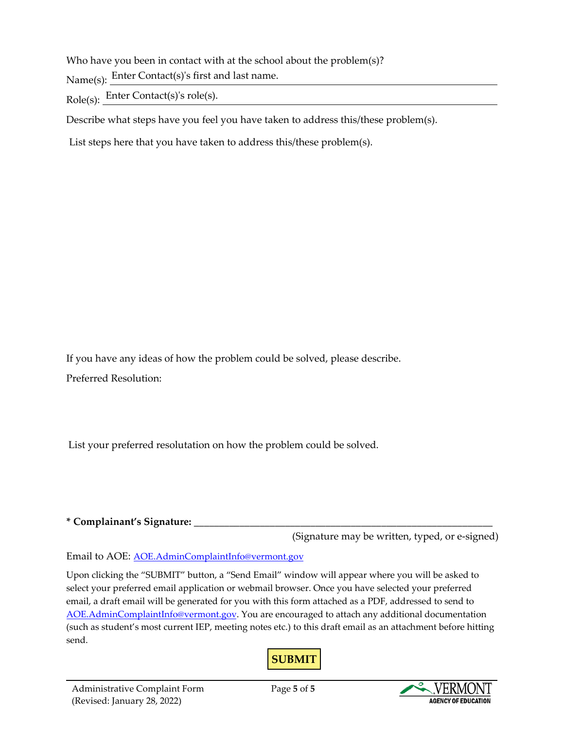Who have you been in contact with at the school about the problem(s)?

Name(s): Enter Contact(s)'s first and last name.

Role(s): Enter Contact(s)'s role(s).

Describe what steps have you feel you have taken to address this/these problem(s).

List steps here that you have taken to address this/these problem(s).

If you have any ideas of how the problem could be solved, please describe.

Preferred Resolution:

List your preferred resolutation on how the problem could be solved.

**\* Complainant's Signature:** ____________________________________________

(Signature may be written, typed, or e-signed)

Email to AOE: AOE.AdminComplaintInfo@vermont.gov

Upon clicking the "SUBMIT" button, a "Send Email" window will appear where you will be asked to select your preferred email application or webmail browser. Once you have selected your preferred email, a draft email will be generated for you with this form attached as a PDF, addressed to send to AOE.AdminComplaintInfo@vermont.gov. You are encouraged to attach any additional documentation (such as student's most current IEP, meeting notes etc.) to this draft email as an attachment before hitting send.

**SUBMIT**